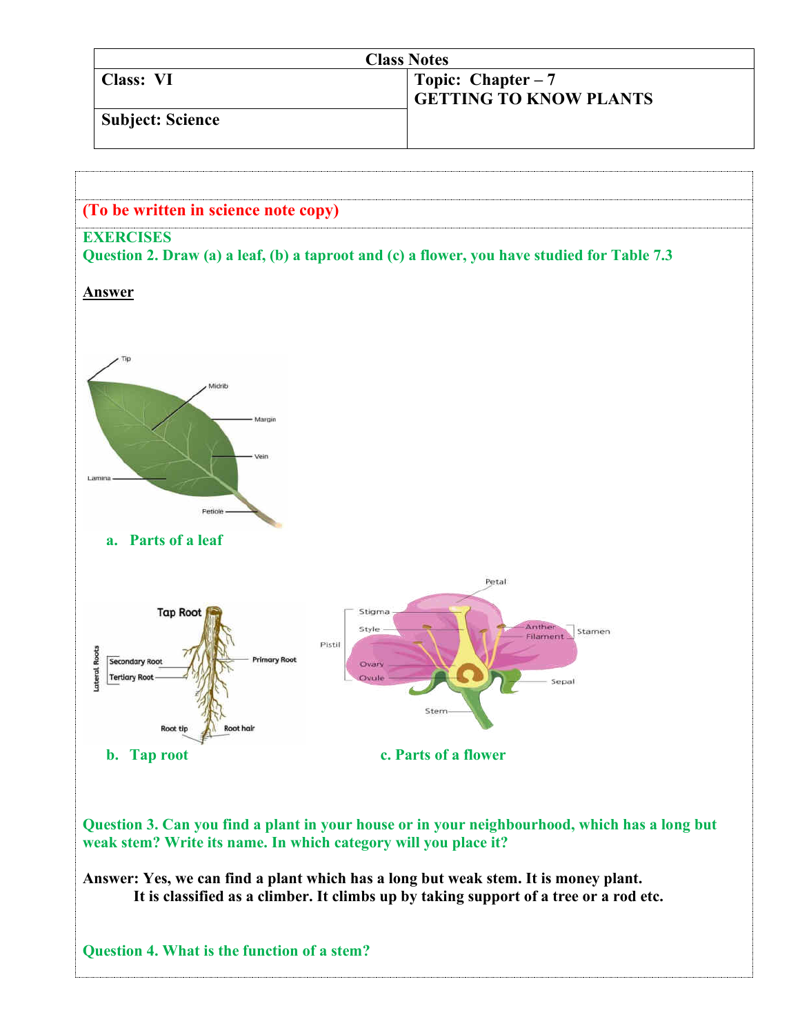| Class Notes | |
|---|---|
| **Class: VI** | **Topic: Chapter – 7 GETTING TO KNOW PLANTS** |
| **Subject: Science** | |

**(To be written in science note copy)**

**EXERCISES**

**Question 2. Draw (a) a leaf, (b) a taproot and (c) a flower, you have studied for Table 7.3**

**<u>Answer</u>**

Tip, Midrib, Margin, Vein, Lamina, Petiole

**a. Parts of a leaf**

Tap Root, Lateral Roots, Secondary Root, Tertiary Root, Primary Root, Root tip, Root hair

**b. Tap root**

Petal, Stigma, Style, Pistil, Ovary, Ovule, Anther, Filament, Stamen, Sepal, Stem

**c. Parts of a flower**

**Question 3. Can you find a plant in your house or in your neighbourhood, which has a long but weak stem? Write its name. In which category will you place it?**

**Answer: Yes, we can find a plant which has a long but weak stem. It is money plant. It is classified as a climber. It climbs up by taking support of a tree or a rod etc.**

**Question 4. What is the function of a stem?**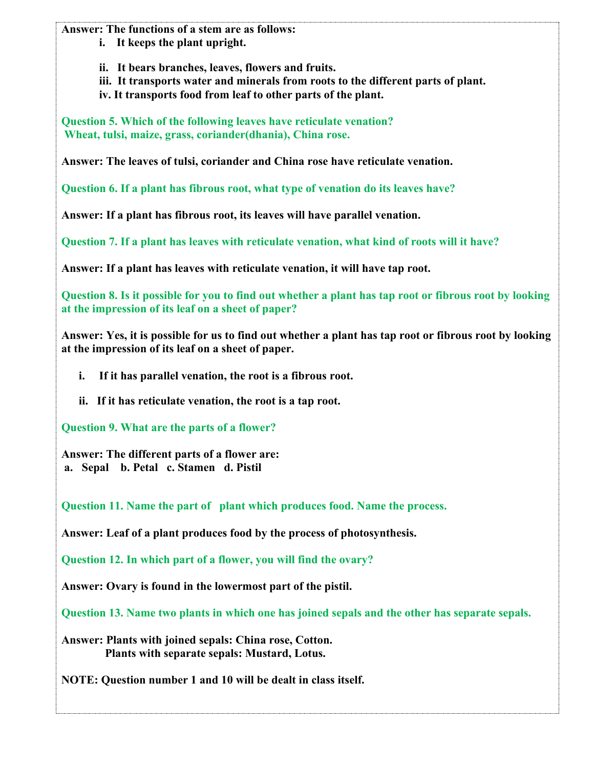**Answer: The functions of a stem are as follows:**

i. **It keeps the plant upright.**

ii. **It bears branches, leaves, flowers and fruits.**

iii. **It transports water and minerals from roots to the different parts of plant.**

iv. **It transports food from leaf to other parts of the plant.**

**Question 5. Which of the following leaves have reticulate venation?**
**Wheat, tulsi, maize, grass, coriander(dhania), China rose.**

**Answer: The leaves of tulsi, coriander and China rose have reticulate venation.**

**Question 6. If a plant has fibrous root, what type of venation do its leaves have?**

**Answer: If a plant has fibrous root, its leaves will have parallel venation.**

**Question 7. If a plant has leaves with reticulate venation, what kind of roots will it have?**

**Answer: If a plant has leaves with reticulate venation, it will have tap root.**

**Question 8. Is it possible for you to find out whether a plant has tap root or fibrous root by looking at the impression of its leaf on a sheet of paper?**

**Answer: Yes, it is possible for us to find out whether a plant has tap root or fibrous root by looking at the impression of its leaf on a sheet of paper.**

i. **If it has parallel venation, the root is a fibrous root.**

ii. **If it has reticulate venation, the root is a tap root.**

**Question 9. What are the parts of a flower?**

**Answer: The different parts of a flower are:**
**a. Sepal b. Petal c. Stamen d. Pistil**

**Question 11. Name the part of plant which produces food. Name the process.**

**Answer: Leaf of a plant produces food by the process of photosynthesis.**

**Question 12. In which part of a flower, you will find the ovary?**

**Answer: Ovary is found in the lowermost part of the pistil.**

**Question 13. Name two plants in which one has joined sepals and the other has separate sepals.**

**Answer: Plants with joined sepals: China rose, Cotton.**
**Plants with separate sepals: Mustard, Lotus.**

**NOTE: Question number 1 and 10 will be dealt in class itself.**